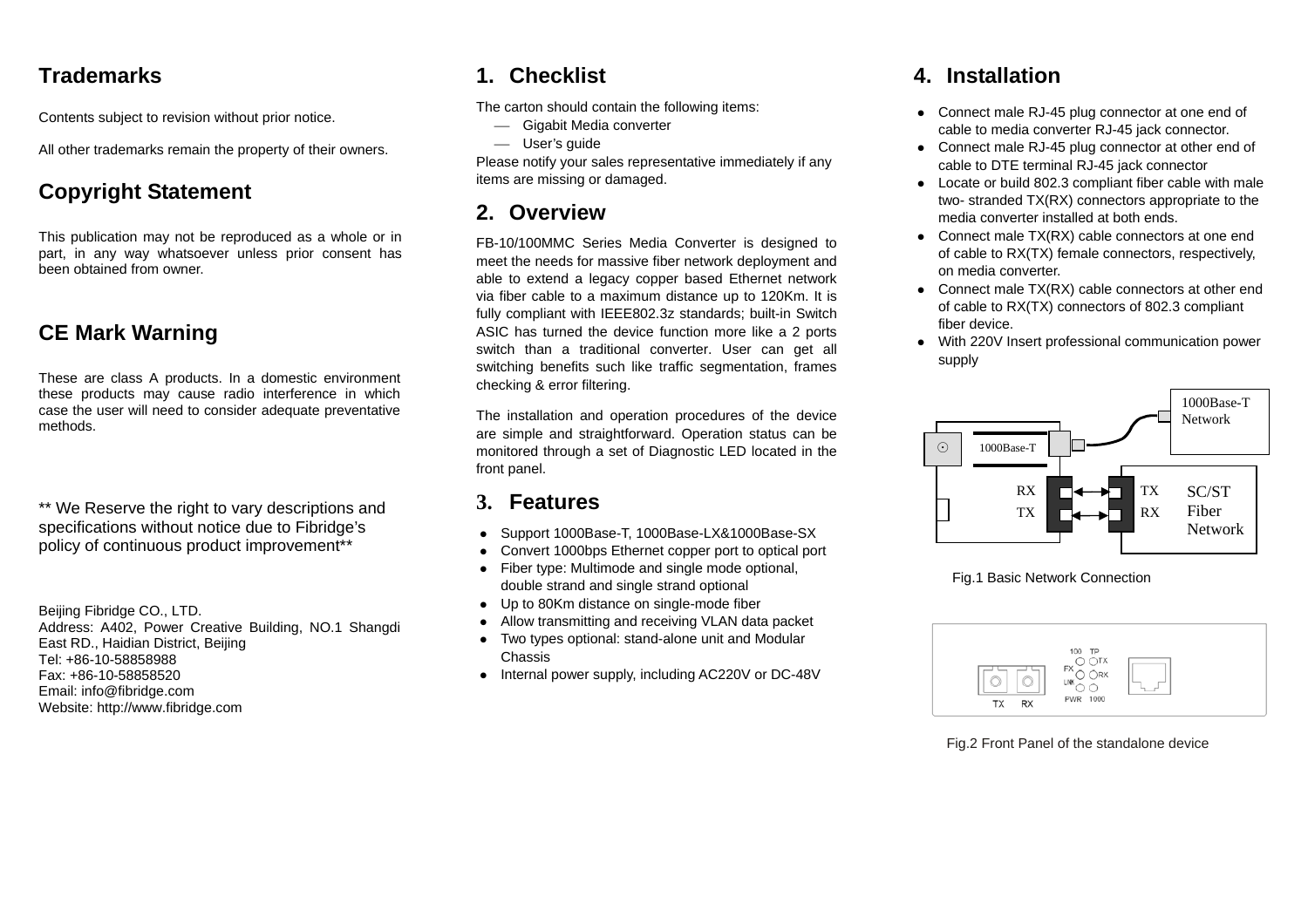## Trademarks

Contents subject to revision without prior notice.

All other trademarks remain the property of their owners.

## Copyright Statement

This publication may not be reproduced as a whole or in part, in any way whatsoever unless prior consent has been obtained from owner.

## CE Mark Warning

These are class A products. In a domestic environment these products may cause radio interference in which case the user will need to consider adequate preventative methods.

** We Reserve the right to vary descriptions and specifications without notice due to Fibridge's policy of continuous product improvement**

Beijing Fibridge CO., LTD.
Address: A402, Power Creative Building, NO.1 Shangdi East RD., Haidian District, Beijing
Tel: +86-10-58858988
Fax: +86-10-58858520
Email: info@fibridge.com
Website: http://www.fibridge.com

## 1. Checklist

The carton should contain the following items:

— Gigabit Media converter
— User's guide

Please notify your sales representative immediately if any items are missing or damaged.

## 2. Overview

FB-10/100MMC Series Media Converter is designed to meet the needs for massive fiber network deployment and able to extend a legacy copper based Ethernet network via fiber cable to a maximum distance up to 120Km. It is fully compliant with IEEE802.3z standards; built-in Switch ASIC has turned the device function more like a 2 ports switch than a traditional converter. User can get all switching benefits such like traffic segmentation, frames checking & error filtering.

The installation and operation procedures of the device are simple and straightforward. Operation status can be monitored through a set of Diagnostic LED located in the front panel.

## 3. Features

- Support 1000Base-T, 1000Base-LX&1000Base-SX
- Convert 1000bps Ethernet copper port to optical port
- Fiber type: Multimode and single mode optional, double strand and single strand optional
- Up to 80Km distance on single-mode fiber
- Allow transmitting and receiving VLAN data packet
- Two types optional: stand-alone unit and Modular Chassis
- Internal power supply, including AC220V or DC-48V

## 4. Installation

- Connect male RJ-45 plug connector at one end of cable to media converter RJ-45 jack connector.
- Connect male RJ-45 plug connector at other end of cable to DTE terminal RJ-45 jack connector
- Locate or build 802.3 compliant fiber cable with male two- stranded TX(RX) connectors appropriate to the media converter installed at both ends.
- Connect male TX(RX) cable connectors at one end of cable to RX(TX) female connectors, respectively, on media converter.
- Connect male TX(RX) cable connectors at other end of cable to RX(TX) connectors of 802.3 compliant fiber device.
- With 220V Insert professional communication power supply

Fig.1 Basic Network Connection

Fig.2 Front Panel of the standalone device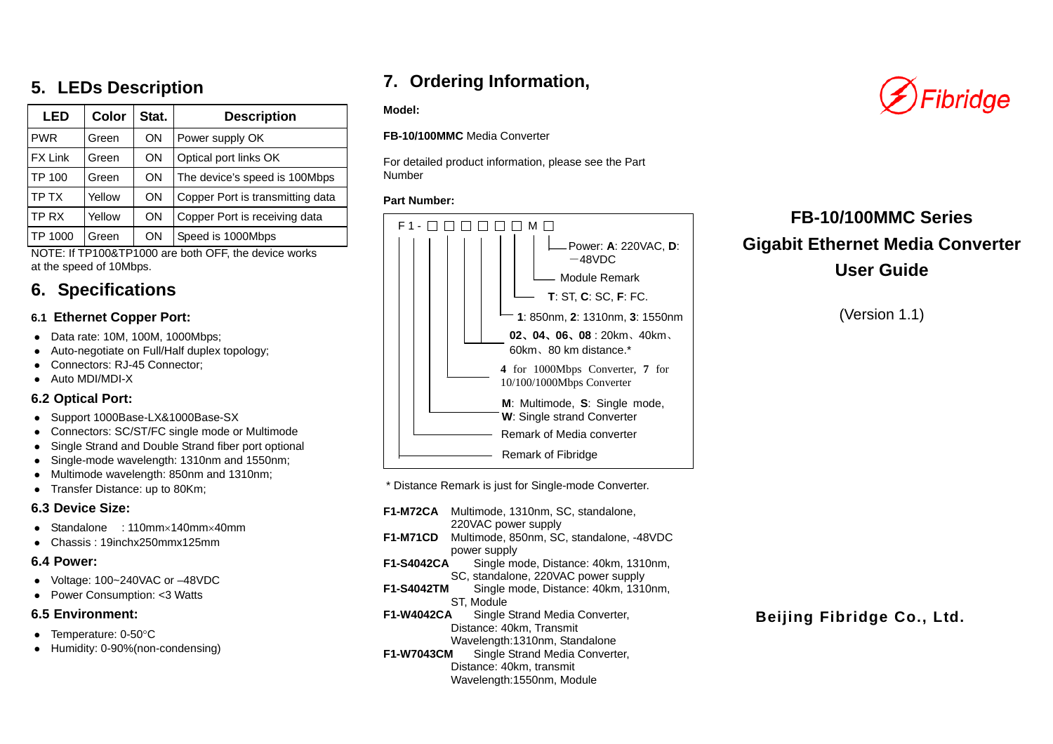## 5. LEDs Description

| LED | Color | Stat. | Description |
|---|---|---|---|
| PWR | Green | ON | Power supply OK |
| FX Link | Green | ON | Optical port links OK |
| TP 100 | Green | ON | The device's speed is 100Mbps |
| TP TX | Yellow | ON | Copper Port is transmitting data |
| TP RX | Yellow | ON | Copper Port is receiving data |
| TP 1000 | Green | ON | Speed is 1000Mbps |

NOTE: If TP100&TP1000 are both OFF, the device works at the speed of 10Mbps.

## 6. Specifications

### 6.1 Ethernet Copper Port:

- Data rate: 10M, 100M, 1000Mbps;
- Auto-negotiate on Full/Half duplex topology;
- Connectors: RJ-45 Connector;
- Auto MDI/MDI-X

### 6.2 Optical Port:

- Support 1000Base-LX&1000Base-SX
- Connectors: SC/ST/FC single mode or Multimode
- Single Strand and Double Strand fiber port optional
- Single-mode wavelength: 1310nm and 1550nm;
- Multimode wavelength: 850nm and 1310nm;
- Transfer Distance: up to 80Km;

### 6.3 Device Size:

- Standalone : 110mm×140mm×40mm
- Chassis : 19inchx250mmx125mm

### 6.4 Power:

- Voltage: 100~240VAC or –48VDC
- Power Consumption: <3 Watts

### 6.5 Environment:

- Temperature: 0-50°C
- Humidity: 0-90%(non-condensing)

## 7. Ordering Information,

**Model:**

**FB-10/100MMC** Media Converter

For detailed product information, please see the Part Number

**Part Number:**

F1 - □ □ □ □ □ □ M □

- Power: **A**: 220VAC, **D**: −48VDC
- Module Remark
- **T**: ST, **C**: SC, **F**: FC.
- **1**: 850nm, **2**: 1310nm, **3**: 1550nm
- **02**、**04**、**06**、**08** : 20km、40km、60km、80 km distance.*
- **4** for 1000Mbps Converter, **7** for 10/100/1000Mbps Converter
- **M**: Multimode, **S**: Single mode, **W**: Single strand Converter
- Remark of Media converter
- Remark of Fibridge

* Distance Remark is just for Single-mode Converter.

**F1-M72CA** Multimode, 1310nm, SC, standalone, 220VAC power supply

**F1-M71CD** Multimode, 850nm, SC, standalone, -48VDC power supply

**F1-S4042CA** Single mode, Distance: 40km, 1310nm, SC, standalone, 220VAC power supply

**F1-S4042TM** Single mode, Distance: 40km, 1310nm, ST, Module

**F1-W4042CA** Single Strand Media Converter, Distance: 40km, Transmit Wavelength:1310nm, Standalone

**F1-W7043CM** Single Strand Media Converter, Distance: 40km, transmit Wavelength:1550nm, Module

Fibridge

# FB-10/100MMC Series
# Gigabit Ethernet Media Converter
# User Guide

(Version 1.1)

**Beijing Fibridge Co., Ltd.**